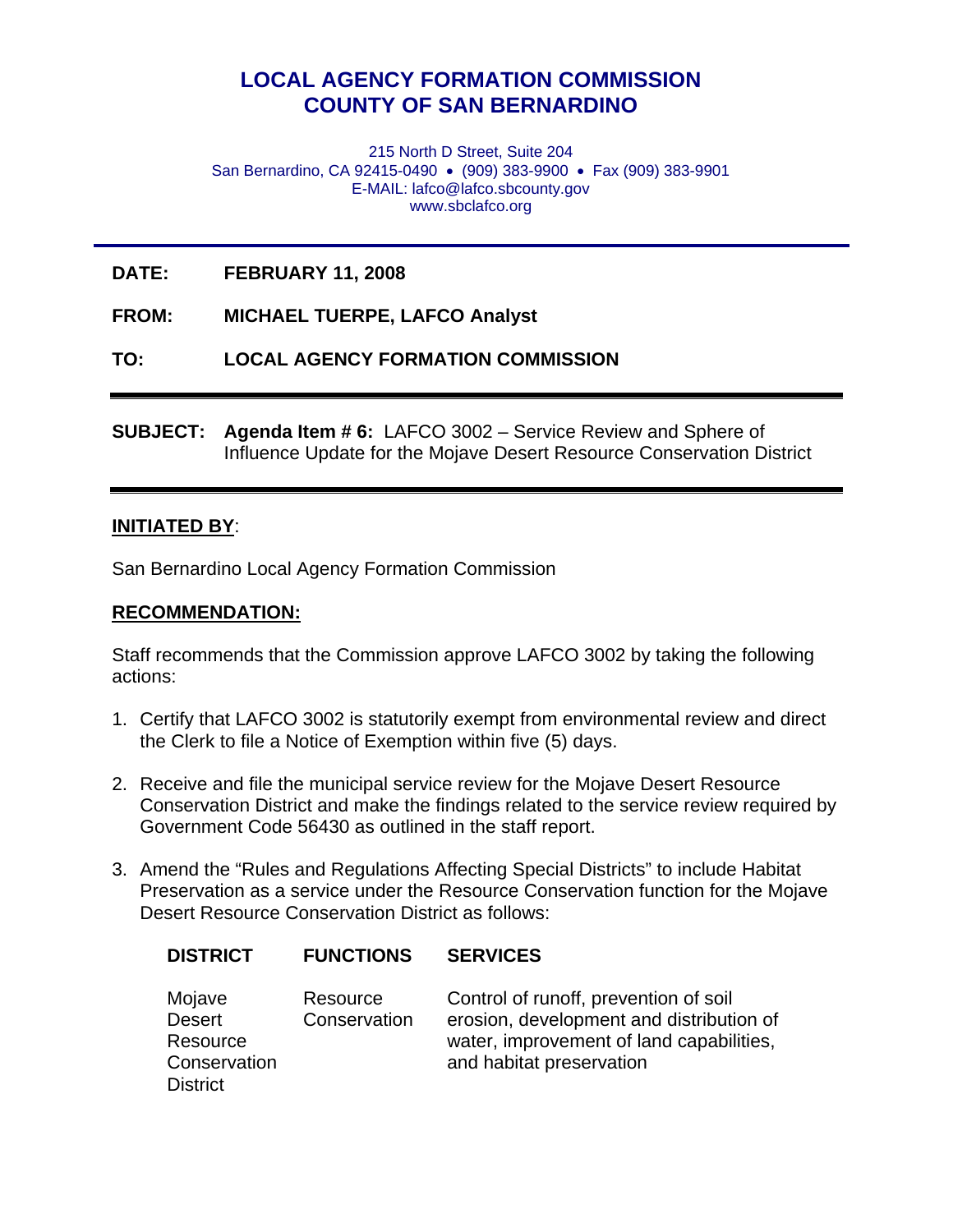# LOCAL AGENCY FORMATION COMMISSION
# COUNTY OF SAN BERNARDINO

215 North D Street, Suite 204
San Bernardino, CA 92415-0490 • (909) 383-9900 • Fax (909) 383-9901
E-MAIL: lafco@lafco.sbcounty.gov
www.sbclafco.org

---

**DATE:** **FEBRUARY 11, 2008**

**FROM:** **MICHAEL TUERPE, LAFCO Analyst**

**TO:** **LOCAL AGENCY FORMATION COMMISSION**

---

**SUBJECT:** **Agenda Item # 6:** LAFCO 3002 – Service Review and Sphere of Influence Update for the Mojave Desert Resource Conservation District

---

**INITIATED BY**:

San Bernardino Local Agency Formation Commission

**RECOMMENDATION:**

Staff recommends that the Commission approve LAFCO 3002 by taking the following actions:

1. Certify that LAFCO 3002 is statutorily exempt from environmental review and direct the Clerk to file a Notice of Exemption within five (5) days.

2. Receive and file the municipal service review for the Mojave Desert Resource Conservation District and make the findings related to the service review required by Government Code 56430 as outlined in the staff report.

3. Amend the "Rules and Regulations Affecting Special Districts" to include Habitat Preservation as a service under the Resource Conservation function for the Mojave Desert Resource Conservation District as follows:

| DISTRICT | FUNCTIONS | SERVICES |
| --- | --- | --- |
| Mojave Desert Resource Conservation District | Resource Conservation | Control of runoff, prevention of soil erosion, development and distribution of water, improvement of land capabilities, and habitat preservation |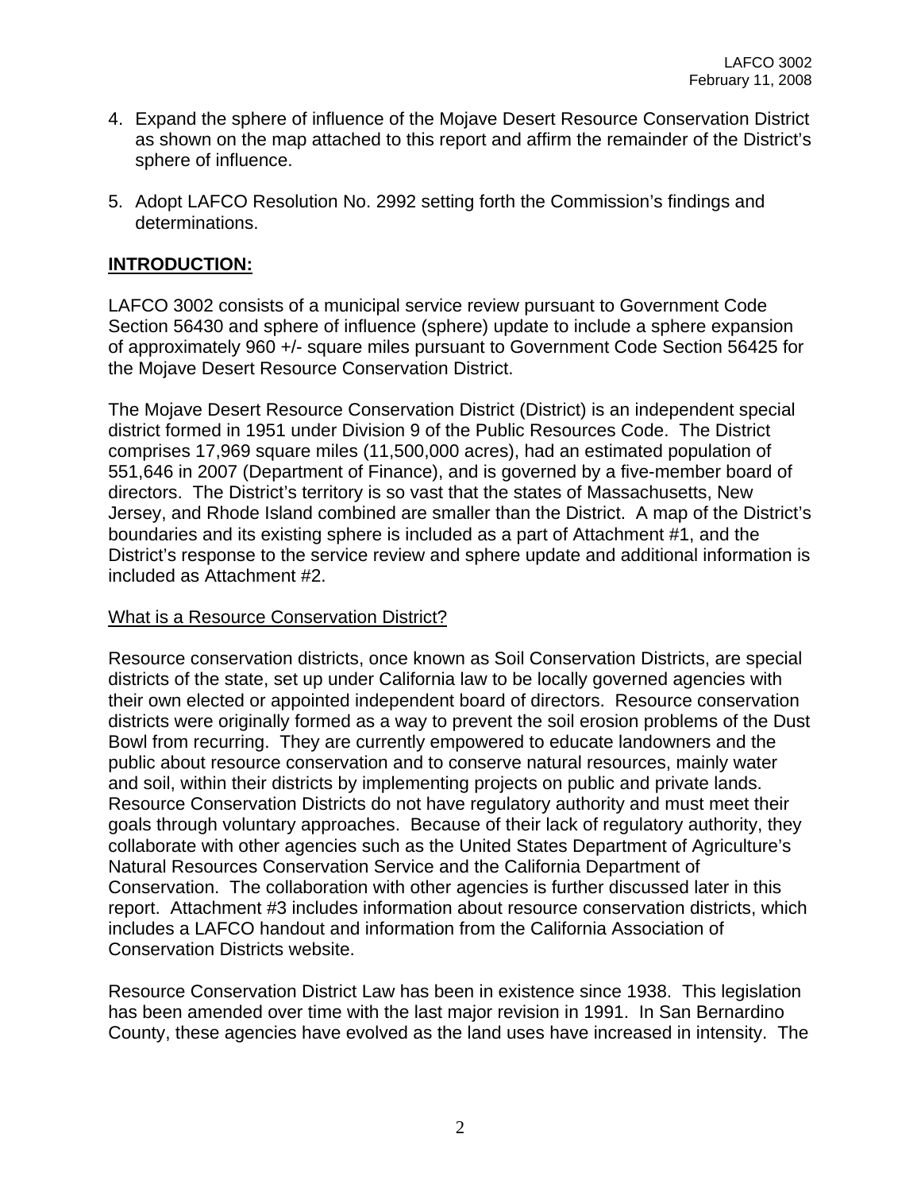4. Expand the sphere of influence of the Mojave Desert Resource Conservation District as shown on the map attached to this report and affirm the remainder of the District's sphere of influence.

5. Adopt LAFCO Resolution No. 2992 setting forth the Commission's findings and determinations.

## INTRODUCTION:

LAFCO 3002 consists of a municipal service review pursuant to Government Code Section 56430 and sphere of influence (sphere) update to include a sphere expansion of approximately 960 +/- square miles pursuant to Government Code Section 56425 for the Mojave Desert Resource Conservation District.

The Mojave Desert Resource Conservation District (District) is an independent special district formed in 1951 under Division 9 of the Public Resources Code. The District comprises 17,969 square miles (11,500,000 acres), had an estimated population of 551,646 in 2007 (Department of Finance), and is governed by a five-member board of directors. The District's territory is so vast that the states of Massachusetts, New Jersey, and Rhode Island combined are smaller than the District. A map of the District's boundaries and its existing sphere is included as a part of Attachment #1, and the District's response to the service review and sphere update and additional information is included as Attachment #2.

### What is a Resource Conservation District?

Resource conservation districts, once known as Soil Conservation Districts, are special districts of the state, set up under California law to be locally governed agencies with their own elected or appointed independent board of directors. Resource conservation districts were originally formed as a way to prevent the soil erosion problems of the Dust Bowl from recurring. They are currently empowered to educate landowners and the public about resource conservation and to conserve natural resources, mainly water and soil, within their districts by implementing projects on public and private lands. Resource Conservation Districts do not have regulatory authority and must meet their goals through voluntary approaches. Because of their lack of regulatory authority, they collaborate with other agencies such as the United States Department of Agriculture's Natural Resources Conservation Service and the California Department of Conservation. The collaboration with other agencies is further discussed later in this report. Attachment #3 includes information about resource conservation districts, which includes a LAFCO handout and information from the California Association of Conservation Districts website.

Resource Conservation District Law has been in existence since 1938. This legislation has been amended over time with the last major revision in 1991. In San Bernardino County, these agencies have evolved as the land uses have increased in intensity. The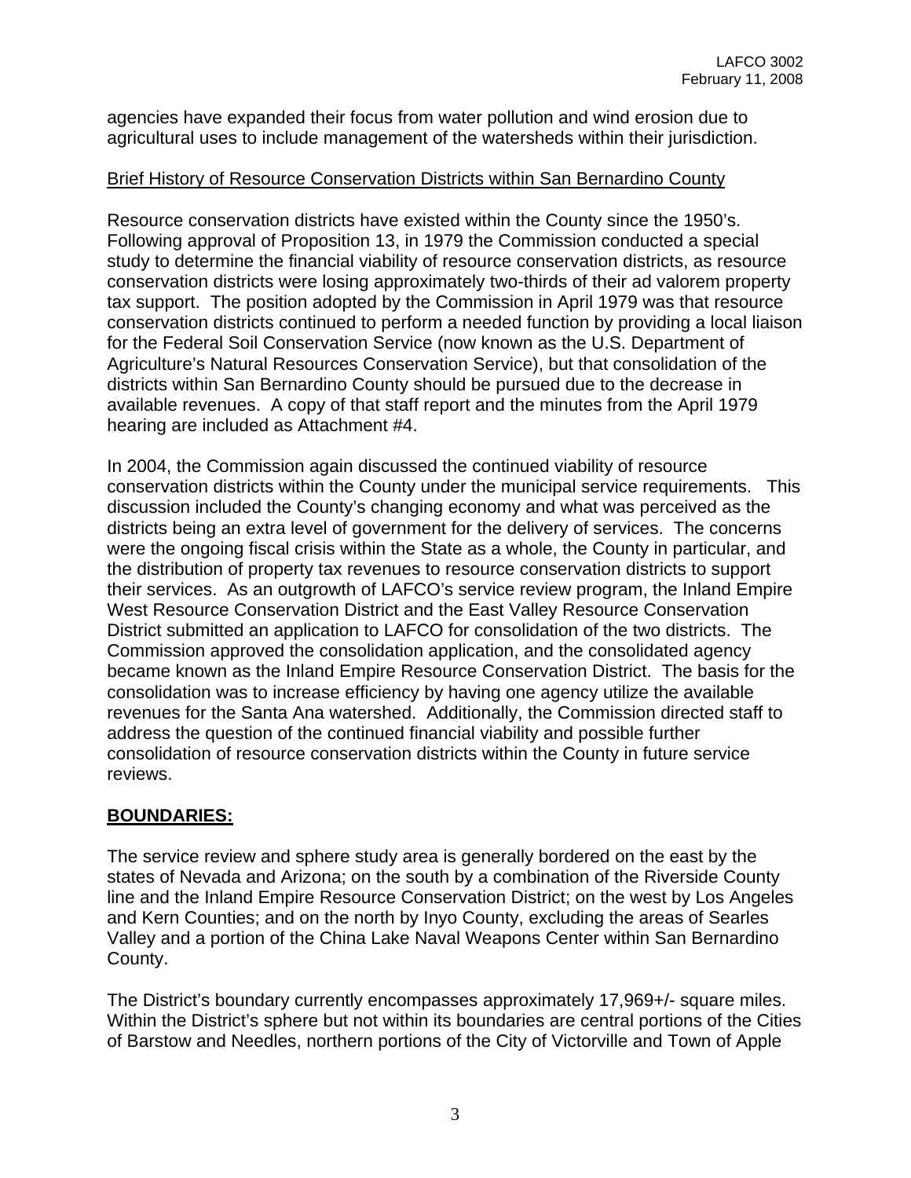agencies have expanded their focus from water pollution and wind erosion due to agricultural uses to include management of the watersheds within their jurisdiction.

Brief History of Resource Conservation Districts within San Bernardino County

Resource conservation districts have existed within the County since the 1950's. Following approval of Proposition 13, in 1979 the Commission conducted a special study to determine the financial viability of resource conservation districts, as resource conservation districts were losing approximately two-thirds of their ad valorem property tax support. The position adopted by the Commission in April 1979 was that resource conservation districts continued to perform a needed function by providing a local liaison for the Federal Soil Conservation Service (now known as the U.S. Department of Agriculture's Natural Resources Conservation Service), but that consolidation of the districts within San Bernardino County should be pursued due to the decrease in available revenues. A copy of that staff report and the minutes from the April 1979 hearing are included as Attachment #4.

In 2004, the Commission again discussed the continued viability of resource conservation districts within the County under the municipal service requirements. This discussion included the County's changing economy and what was perceived as the districts being an extra level of government for the delivery of services. The concerns were the ongoing fiscal crisis within the State as a whole, the County in particular, and the distribution of property tax revenues to resource conservation districts to support their services. As an outgrowth of LAFCO's service review program, the Inland Empire West Resource Conservation District and the East Valley Resource Conservation District submitted an application to LAFCO for consolidation of the two districts. The Commission approved the consolidation application, and the consolidated agency became known as the Inland Empire Resource Conservation District. The basis for the consolidation was to increase efficiency by having one agency utilize the available revenues for the Santa Ana watershed. Additionally, the Commission directed staff to address the question of the continued financial viability and possible further consolidation of resource conservation districts within the County in future service reviews.

## BOUNDARIES:

The service review and sphere study area is generally bordered on the east by the states of Nevada and Arizona; on the south by a combination of the Riverside County line and the Inland Empire Resource Conservation District; on the west by Los Angeles and Kern Counties; and on the north by Inyo County, excluding the areas of Searles Valley and a portion of the China Lake Naval Weapons Center within San Bernardino County.

The District's boundary currently encompasses approximately 17,969+/- square miles. Within the District's sphere but not within its boundaries are central portions of the Cities of Barstow and Needles, northern portions of the City of Victorville and Town of Apple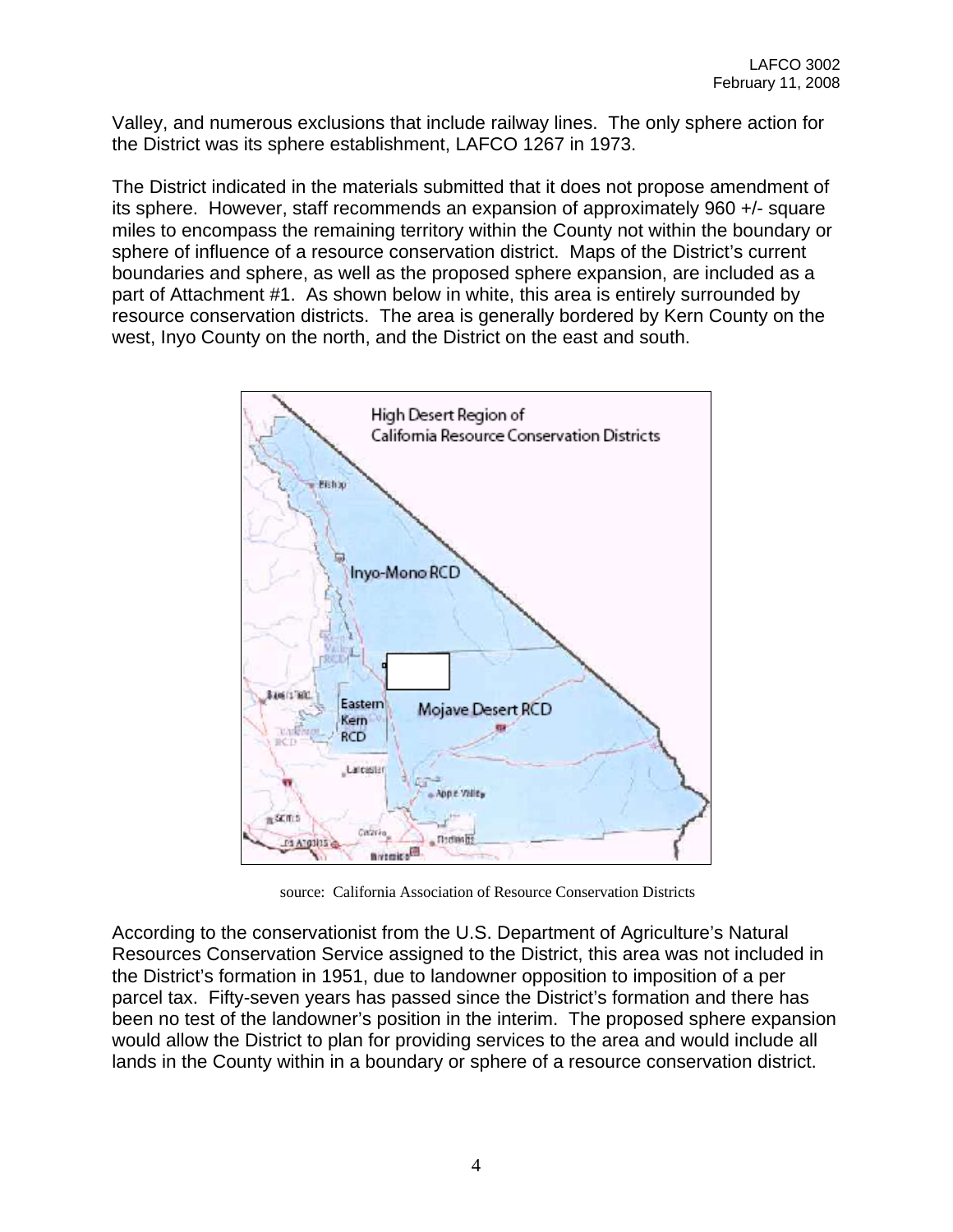Valley, and numerous exclusions that include railway lines. The only sphere action for the District was its sphere establishment, LAFCO 1267 in 1973.

The District indicated in the materials submitted that it does not propose amendment of its sphere. However, staff recommends an expansion of approximately 960 +/- square miles to encompass the remaining territory within the County not within the boundary or sphere of influence of a resource conservation district. Maps of the District's current boundaries and sphere, as well as the proposed sphere expansion, are included as a part of Attachment #1. As shown below in white, this area is entirely surrounded by resource conservation districts. The area is generally bordered by Kern County on the west, Inyo County on the north, and the District on the east and south.

source: California Association of Resource Conservation Districts

According to the conservationist from the U.S. Department of Agriculture's Natural Resources Conservation Service assigned to the District, this area was not included in the District's formation in 1951, due to landowner opposition to imposition of a per parcel tax. Fifty-seven years has passed since the District's formation and there has been no test of the landowner's position in the interim. The proposed sphere expansion would allow the District to plan for providing services to the area and would include all lands in the County within in a boundary or sphere of a resource conservation district.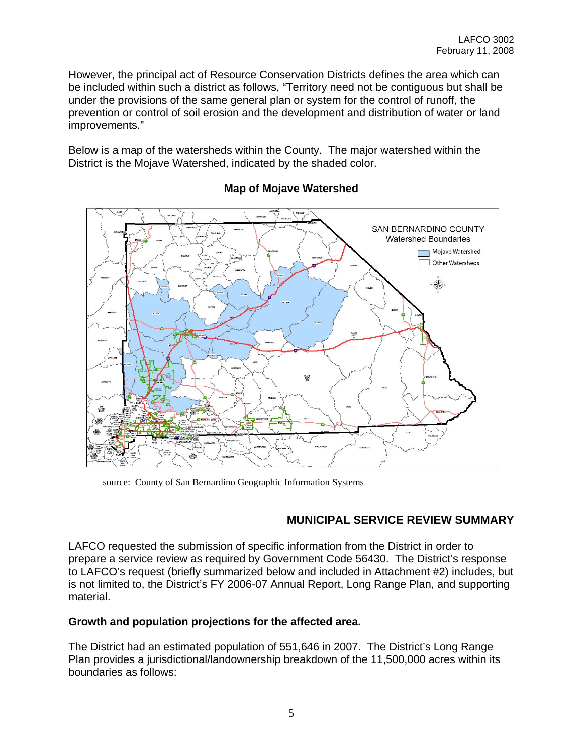However, the principal act of Resource Conservation Districts defines the area which can be included within such a district as follows, "Territory need not be contiguous but shall be under the provisions of the same general plan or system for the control of runoff, the prevention or control of soil erosion and the development and distribution of water or land improvements."

Below is a map of the watersheds within the County. The major watershed within the District is the Mojave Watershed, indicated by the shaded color.

**Map of Mojave Watershed**

source: County of San Bernardino Geographic Information Systems

## MUNICIPAL SERVICE REVIEW SUMMARY

LAFCO requested the submission of specific information from the District in order to prepare a service review as required by Government Code 56430. The District's response to LAFCO's request (briefly summarized below and included in Attachment #2) includes, but is not limited to, the District's FY 2006-07 Annual Report, Long Range Plan, and supporting material.

### Growth and population projections for the affected area.

The District had an estimated population of 551,646 in 2007. The District's Long Range Plan provides a jurisdictional/landownership breakdown of the 11,500,000 acres within its boundaries as follows: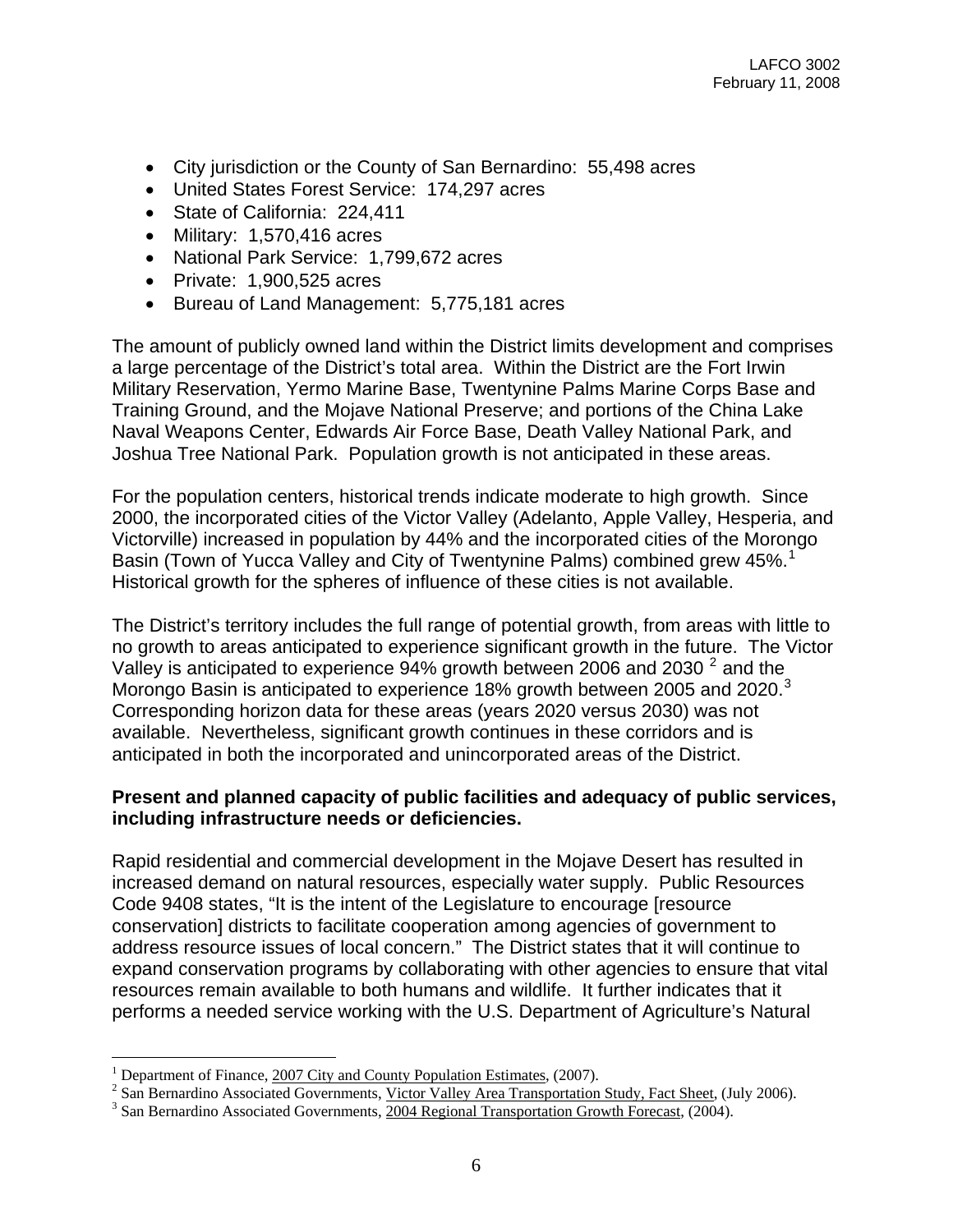- City jurisdiction or the County of San Bernardino: 55,498 acres
- United States Forest Service: 174,297 acres
- State of California: 224,411
- Military: 1,570,416 acres
- National Park Service: 1,799,672 acres
- Private: 1,900,525 acres
- Bureau of Land Management: 5,775,181 acres

The amount of publicly owned land within the District limits development and comprises a large percentage of the District's total area. Within the District are the Fort Irwin Military Reservation, Yermo Marine Base, Twentynine Palms Marine Corps Base and Training Ground, and the Mojave National Preserve; and portions of the China Lake Naval Weapons Center, Edwards Air Force Base, Death Valley National Park, and Joshua Tree National Park. Population growth is not anticipated in these areas.

For the population centers, historical trends indicate moderate to high growth. Since 2000, the incorporated cities of the Victor Valley (Adelanto, Apple Valley, Hesperia, and Victorville) increased in population by 44% and the incorporated cities of the Morongo Basin (Town of Yucca Valley and City of Twentynine Palms) combined grew 45%.[1] Historical growth for the spheres of influence of these cities is not available.

The District's territory includes the full range of potential growth, from areas with little to no growth to areas anticipated to experience significant growth in the future. The Victor Valley is anticipated to experience 94% growth between 2006 and 2030 [2] and the Morongo Basin is anticipated to experience 18% growth between 2005 and 2020.[3] Corresponding horizon data for these areas (years 2020 versus 2030) was not available. Nevertheless, significant growth continues in these corridors and is anticipated in both the incorporated and unincorporated areas of the District.

**Present and planned capacity of public facilities and adequacy of public services, including infrastructure needs or deficiencies.**

Rapid residential and commercial development in the Mojave Desert has resulted in increased demand on natural resources, especially water supply. Public Resources Code 9408 states, "It is the intent of the Legislature to encourage [resource conservation] districts to facilitate cooperation among agencies of government to address resource issues of local concern." The District states that it will continue to expand conservation programs by collaborating with other agencies to ensure that vital resources remain available to both humans and wildlife. It further indicates that it performs a needed service working with the U.S. Department of Agriculture's Natural

---

[1] Department of Finance, 2007 City and County Population Estimates, (2007).

[2] San Bernardino Associated Governments, Victor Valley Area Transportation Study, Fact Sheet, (July 2006).

[3] San Bernardino Associated Governments, 2004 Regional Transportation Growth Forecast, (2004).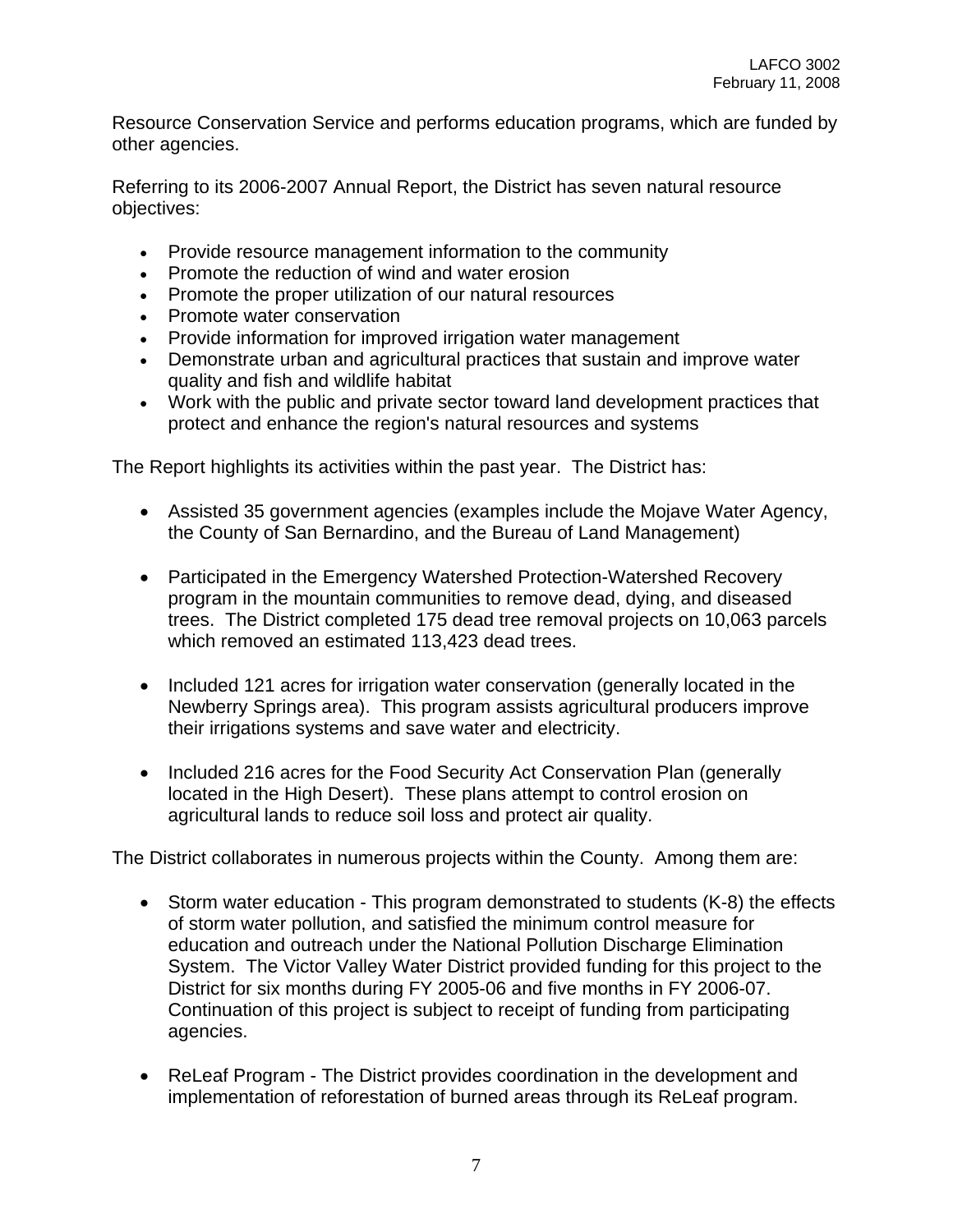Resource Conservation Service and performs education programs, which are funded by other agencies.

Referring to its 2006-2007 Annual Report, the District has seven natural resource objectives:

- Provide resource management information to the community
- Promote the reduction of wind and water erosion
- Promote the proper utilization of our natural resources
- Promote water conservation
- Provide information for improved irrigation water management
- Demonstrate urban and agricultural practices that sustain and improve water quality and fish and wildlife habitat
- Work with the public and private sector toward land development practices that protect and enhance the region's natural resources and systems

The Report highlights its activities within the past year. The District has:

- Assisted 35 government agencies (examples include the Mojave Water Agency, the County of San Bernardino, and the Bureau of Land Management)

- Participated in the Emergency Watershed Protection-Watershed Recovery program in the mountain communities to remove dead, dying, and diseased trees. The District completed 175 dead tree removal projects on 10,063 parcels which removed an estimated 113,423 dead trees.

- Included 121 acres for irrigation water conservation (generally located in the Newberry Springs area). This program assists agricultural producers improve their irrigations systems and save water and electricity.

- Included 216 acres for the Food Security Act Conservation Plan (generally located in the High Desert). These plans attempt to control erosion on agricultural lands to reduce soil loss and protect air quality.

The District collaborates in numerous projects within the County. Among them are:

- Storm water education - This program demonstrated to students (K-8) the effects of storm water pollution, and satisfied the minimum control measure for education and outreach under the National Pollution Discharge Elimination System. The Victor Valley Water District provided funding for this project to the District for six months during FY 2005-06 and five months in FY 2006-07. Continuation of this project is subject to receipt of funding from participating agencies.

- ReLeaf Program - The District provides coordination in the development and implementation of reforestation of burned areas through its ReLeaf program.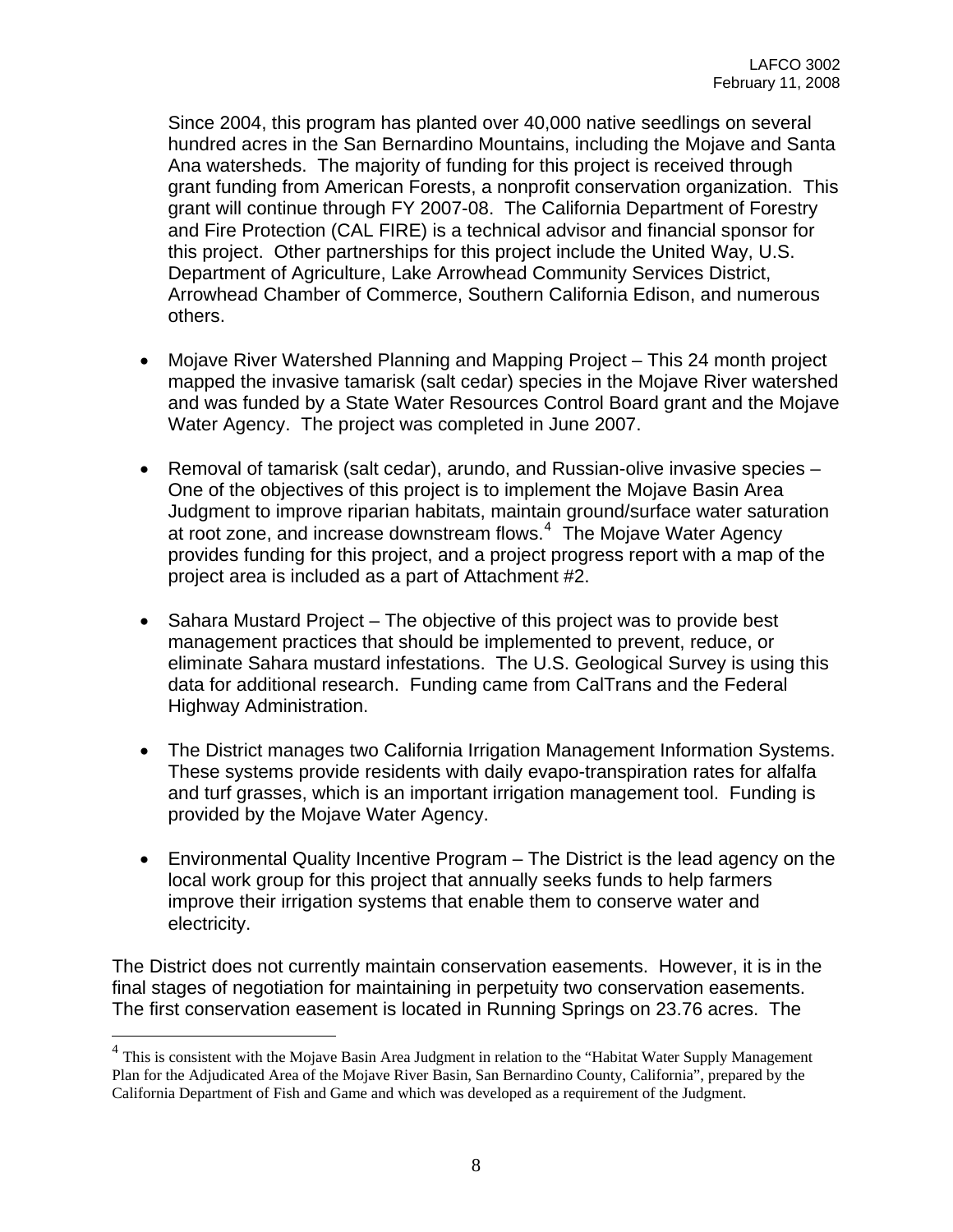Since 2004, this program has planted over 40,000 native seedlings on several hundred acres in the San Bernardino Mountains, including the Mojave and Santa Ana watersheds. The majority of funding for this project is received through grant funding from American Forests, a nonprofit conservation organization. This grant will continue through FY 2007-08. The California Department of Forestry and Fire Protection (CAL FIRE) is a technical advisor and financial sponsor for this project. Other partnerships for this project include the United Way, U.S. Department of Agriculture, Lake Arrowhead Community Services District, Arrowhead Chamber of Commerce, Southern California Edison, and numerous others.

- Mojave River Watershed Planning and Mapping Project – This 24 month project mapped the invasive tamarisk (salt cedar) species in the Mojave River watershed and was funded by a State Water Resources Control Board grant and the Mojave Water Agency. The project was completed in June 2007.

- Removal of tamarisk (salt cedar), arundo, and Russian-olive invasive species – One of the objectives of this project is to implement the Mojave Basin Area Judgment to improve riparian habitats, maintain ground/surface water saturation at root zone, and increase downstream flows.[4] The Mojave Water Agency provides funding for this project, and a project progress report with a map of the project area is included as a part of Attachment #2.

- Sahara Mustard Project – The objective of this project was to provide best management practices that should be implemented to prevent, reduce, or eliminate Sahara mustard infestations. The U.S. Geological Survey is using this data for additional research. Funding came from CalTrans and the Federal Highway Administration.

- The District manages two California Irrigation Management Information Systems. These systems provide residents with daily evapo-transpiration rates for alfalfa and turf grasses, which is an important irrigation management tool. Funding is provided by the Mojave Water Agency.

- Environmental Quality Incentive Program – The District is the lead agency on the local work group for this project that annually seeks funds to help farmers improve their irrigation systems that enable them to conserve water and electricity.

The District does not currently maintain conservation easements. However, it is in the final stages of negotiation for maintaining in perpetuity two conservation easements. The first conservation easement is located in Running Springs on 23.76 acres. The

---

[4] This is consistent with the Mojave Basin Area Judgment in relation to the "Habitat Water Supply Management Plan for the Adjudicated Area of the Mojave River Basin, San Bernardino County, California", prepared by the California Department of Fish and Game and which was developed as a requirement of the Judgment.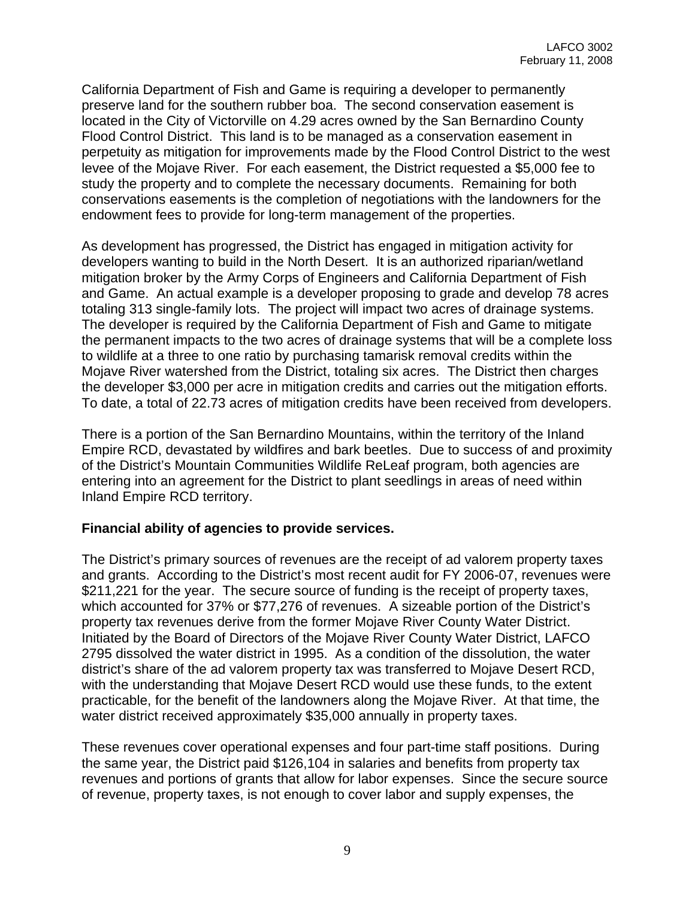California Department of Fish and Game is requiring a developer to permanently preserve land for the southern rubber boa. The second conservation easement is located in the City of Victorville on 4.29 acres owned by the San Bernardino County Flood Control District. This land is to be managed as a conservation easement in perpetuity as mitigation for improvements made by the Flood Control District to the west levee of the Mojave River. For each easement, the District requested a $5,000 fee to study the property and to complete the necessary documents. Remaining for both conservations easements is the completion of negotiations with the landowners for the endowment fees to provide for long-term management of the properties.

As development has progressed, the District has engaged in mitigation activity for developers wanting to build in the North Desert. It is an authorized riparian/wetland mitigation broker by the Army Corps of Engineers and California Department of Fish and Game. An actual example is a developer proposing to grade and develop 78 acres totaling 313 single-family lots. The project will impact two acres of drainage systems. The developer is required by the California Department of Fish and Game to mitigate the permanent impacts to the two acres of drainage systems that will be a complete loss to wildlife at a three to one ratio by purchasing tamarisk removal credits within the Mojave River watershed from the District, totaling six acres. The District then charges the developer $3,000 per acre in mitigation credits and carries out the mitigation efforts. To date, a total of 22.73 acres of mitigation credits have been received from developers.

There is a portion of the San Bernardino Mountains, within the territory of the Inland Empire RCD, devastated by wildfires and bark beetles. Due to success of and proximity of the District's Mountain Communities Wildlife ReLeaf program, both agencies are entering into an agreement for the District to plant seedlings in areas of need within Inland Empire RCD territory.

**Financial ability of agencies to provide services.**

The District's primary sources of revenues are the receipt of ad valorem property taxes and grants. According to the District's most recent audit for FY 2006-07, revenues were $211,221 for the year. The secure source of funding is the receipt of property taxes, which accounted for 37% or $77,276 of revenues. A sizeable portion of the District's property tax revenues derive from the former Mojave River County Water District. Initiated by the Board of Directors of the Mojave River County Water District, LAFCO 2795 dissolved the water district in 1995. As a condition of the dissolution, the water district's share of the ad valorem property tax was transferred to Mojave Desert RCD, with the understanding that Mojave Desert RCD would use these funds, to the extent practicable, for the benefit of the landowners along the Mojave River. At that time, the water district received approximately $35,000 annually in property taxes.

These revenues cover operational expenses and four part-time staff positions. During the same year, the District paid $126,104 in salaries and benefits from property tax revenues and portions of grants that allow for labor expenses. Since the secure source of revenue, property taxes, is not enough to cover labor and supply expenses, the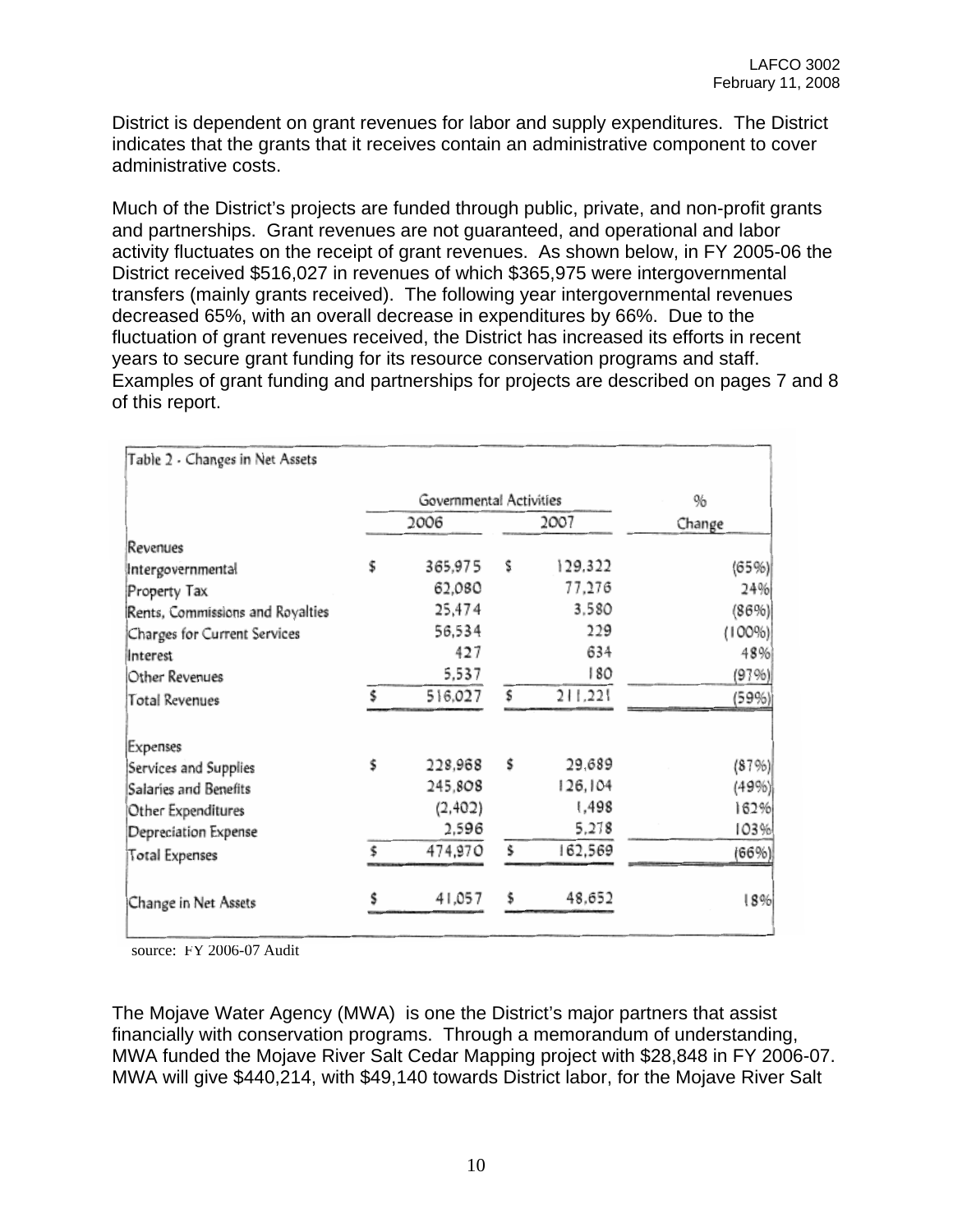District is dependent on grant revenues for labor and supply expenditures. The District indicates that the grants that it receives contain an administrative component to cover administrative costs.

Much of the District's projects are funded through public, private, and non-profit grants and partnerships. Grant revenues are not guaranteed, and operational and labor activity fluctuates on the receipt of grant revenues. As shown below, in FY 2005-06 the District received $516,027 in revenues of which $365,975 were intergovernmental transfers (mainly grants received). The following year intergovernmental revenues decreased 65%, with an overall decrease in expenditures by 66%. Due to the fluctuation of grant revenues received, the District has increased its efforts in recent years to secure grant funding for its resource conservation programs and staff. Examples of grant funding and partnerships for projects are described on pages 7 and 8 of this report.

Table 2 - Changes in Net Assets

| | Governmental Activities | | % |
|---|---|---|---|
| | 2006 | 2007 | Change |
| **Revenues** | | | |
| Intergovernmental | $ 365,975 | $ 129,322 | (65%) |
| Property Tax | 62,080 | 77,276 | 24% |
| Rents, Commissions and Royalties | 25,474 | 3,580 | (86%) |
| Charges for Current Services | 56,534 | 229 | (100%) |
| Interest | 427 | 634 | 48% |
| Other Revenues | 5,537 | 180 | (97%) |
| Total Revenues | $ 516,027 | $ 211,221 | (59%) |
| **Expenses** | | | |
| Services and Supplies | $ 228,968 | $ 29,689 | (87%) |
| Salaries and Benefits | 245,808 | 126,104 | (49%) |
| Other Expenditures | (2,402) | 1,498 | 162% |
| Depreciation Expense | 2,596 | 5,278 | 103% |
| Total Expenses | $ 474,970 | $ 162,569 | (66%) |
| Change in Net Assets | $ 41,057 | $ 48,652 | 18% |

source: FY 2006-07 Audit

The Mojave Water Agency (MWA) is one the District's major partners that assist financially with conservation programs. Through a memorandum of understanding, MWA funded the Mojave River Salt Cedar Mapping project with $28,848 in FY 2006-07. MWA will give $440,214, with $49,140 towards District labor, for the Mojave River Salt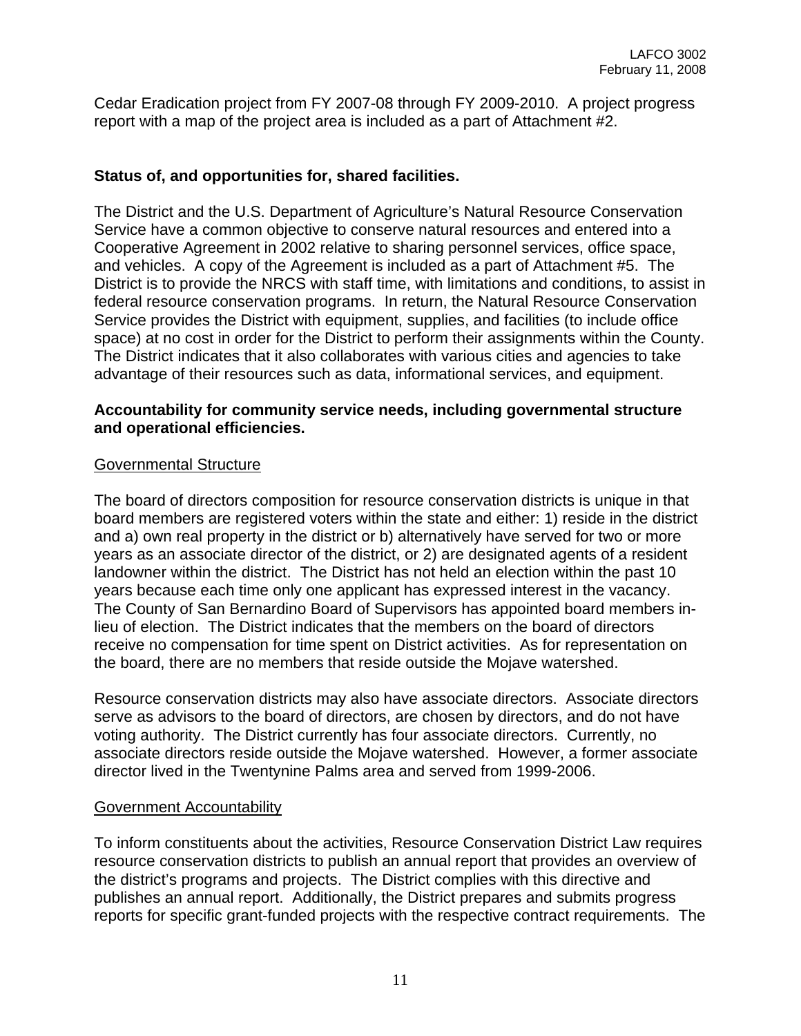Cedar Eradication project from FY 2007-08 through FY 2009-2010. A project progress report with a map of the project area is included as a part of Attachment #2.

**Status of, and opportunities for, shared facilities.**

The District and the U.S. Department of Agriculture's Natural Resource Conservation Service have a common objective to conserve natural resources and entered into a Cooperative Agreement in 2002 relative to sharing personnel services, office space, and vehicles. A copy of the Agreement is included as a part of Attachment #5. The District is to provide the NRCS with staff time, with limitations and conditions, to assist in federal resource conservation programs. In return, the Natural Resource Conservation Service provides the District with equipment, supplies, and facilities (to include office space) at no cost in order for the District to perform their assignments within the County. The District indicates that it also collaborates with various cities and agencies to take advantage of their resources such as data, informational services, and equipment.

**Accountability for community service needs, including governmental structure and operational efficiencies.**

Governmental Structure

The board of directors composition for resource conservation districts is unique in that board members are registered voters within the state and either: 1) reside in the district and a) own real property in the district or b) alternatively have served for two or more years as an associate director of the district, or 2) are designated agents of a resident landowner within the district. The District has not held an election within the past 10 years because each time only one applicant has expressed interest in the vacancy. The County of San Bernardino Board of Supervisors has appointed board members in-lieu of election. The District indicates that the members on the board of directors receive no compensation for time spent on District activities. As for representation on the board, there are no members that reside outside the Mojave watershed.

Resource conservation districts may also have associate directors. Associate directors serve as advisors to the board of directors, are chosen by directors, and do not have voting authority. The District currently has four associate directors. Currently, no associate directors reside outside the Mojave watershed. However, a former associate director lived in the Twentynine Palms area and served from 1999-2006.

Government Accountability

To inform constituents about the activities, Resource Conservation District Law requires resource conservation districts to publish an annual report that provides an overview of the district's programs and projects. The District complies with this directive and publishes an annual report. Additionally, the District prepares and submits progress reports for specific grant-funded projects with the respective contract requirements. The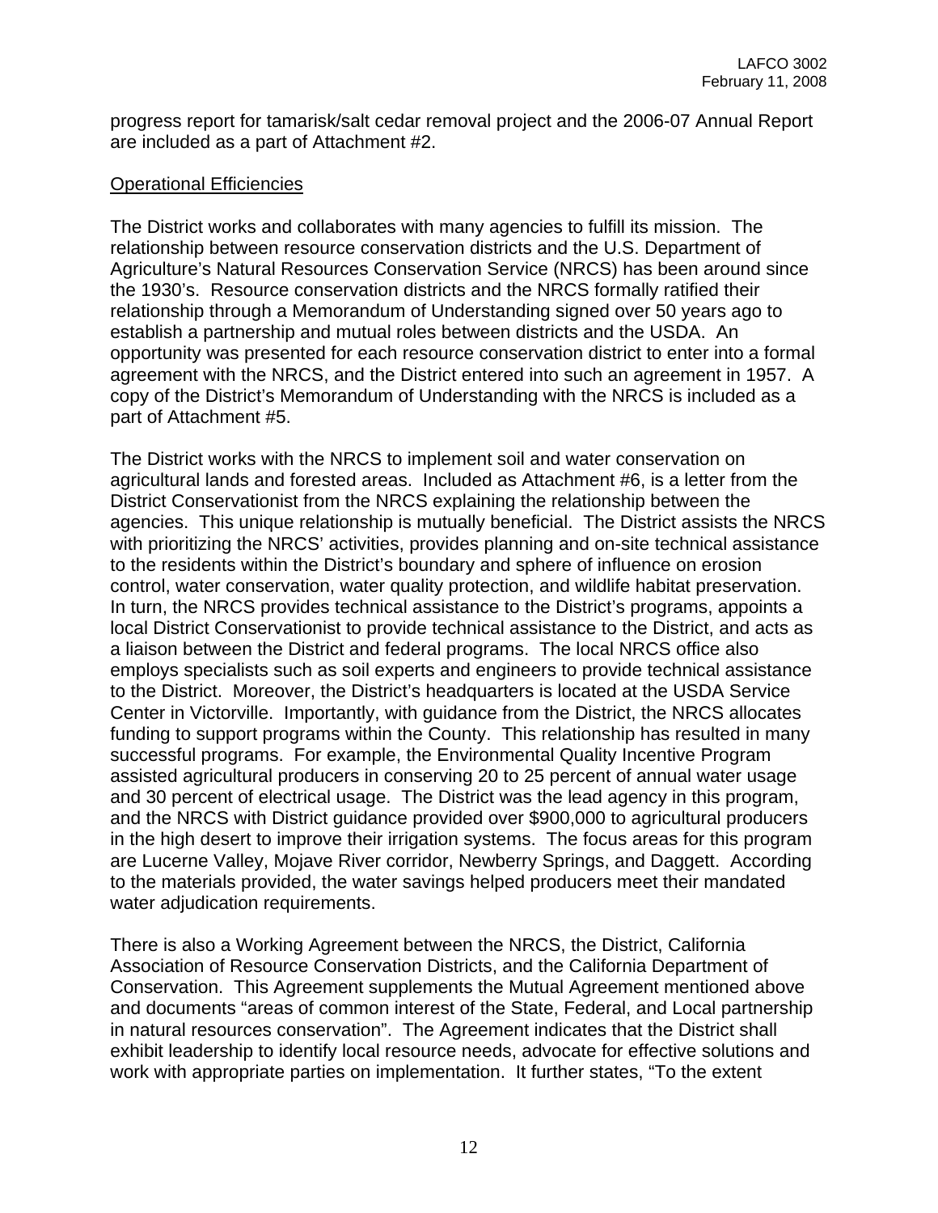progress report for tamarisk/salt cedar removal project and the 2006-07 Annual Report are included as a part of Attachment #2.

Operational Efficiencies

The District works and collaborates with many agencies to fulfill its mission. The relationship between resource conservation districts and the U.S. Department of Agriculture's Natural Resources Conservation Service (NRCS) has been around since the 1930's. Resource conservation districts and the NRCS formally ratified their relationship through a Memorandum of Understanding signed over 50 years ago to establish a partnership and mutual roles between districts and the USDA. An opportunity was presented for each resource conservation district to enter into a formal agreement with the NRCS, and the District entered into such an agreement in 1957. A copy of the District's Memorandum of Understanding with the NRCS is included as a part of Attachment #5.

The District works with the NRCS to implement soil and water conservation on agricultural lands and forested areas. Included as Attachment #6, is a letter from the District Conservationist from the NRCS explaining the relationship between the agencies. This unique relationship is mutually beneficial. The District assists the NRCS with prioritizing the NRCS' activities, provides planning and on-site technical assistance to the residents within the District's boundary and sphere of influence on erosion control, water conservation, water quality protection, and wildlife habitat preservation. In turn, the NRCS provides technical assistance to the District's programs, appoints a local District Conservationist to provide technical assistance to the District, and acts as a liaison between the District and federal programs. The local NRCS office also employs specialists such as soil experts and engineers to provide technical assistance to the District. Moreover, the District's headquarters is located at the USDA Service Center in Victorville. Importantly, with guidance from the District, the NRCS allocates funding to support programs within the County. This relationship has resulted in many successful programs. For example, the Environmental Quality Incentive Program assisted agricultural producers in conserving 20 to 25 percent of annual water usage and 30 percent of electrical usage. The District was the lead agency in this program, and the NRCS with District guidance provided over $900,000 to agricultural producers in the high desert to improve their irrigation systems. The focus areas for this program are Lucerne Valley, Mojave River corridor, Newberry Springs, and Daggett. According to the materials provided, the water savings helped producers meet their mandated water adjudication requirements.

There is also a Working Agreement between the NRCS, the District, California Association of Resource Conservation Districts, and the California Department of Conservation. This Agreement supplements the Mutual Agreement mentioned above and documents "areas of common interest of the State, Federal, and Local partnership in natural resources conservation". The Agreement indicates that the District shall exhibit leadership to identify local resource needs, advocate for effective solutions and work with appropriate parties on implementation. It further states, "To the extent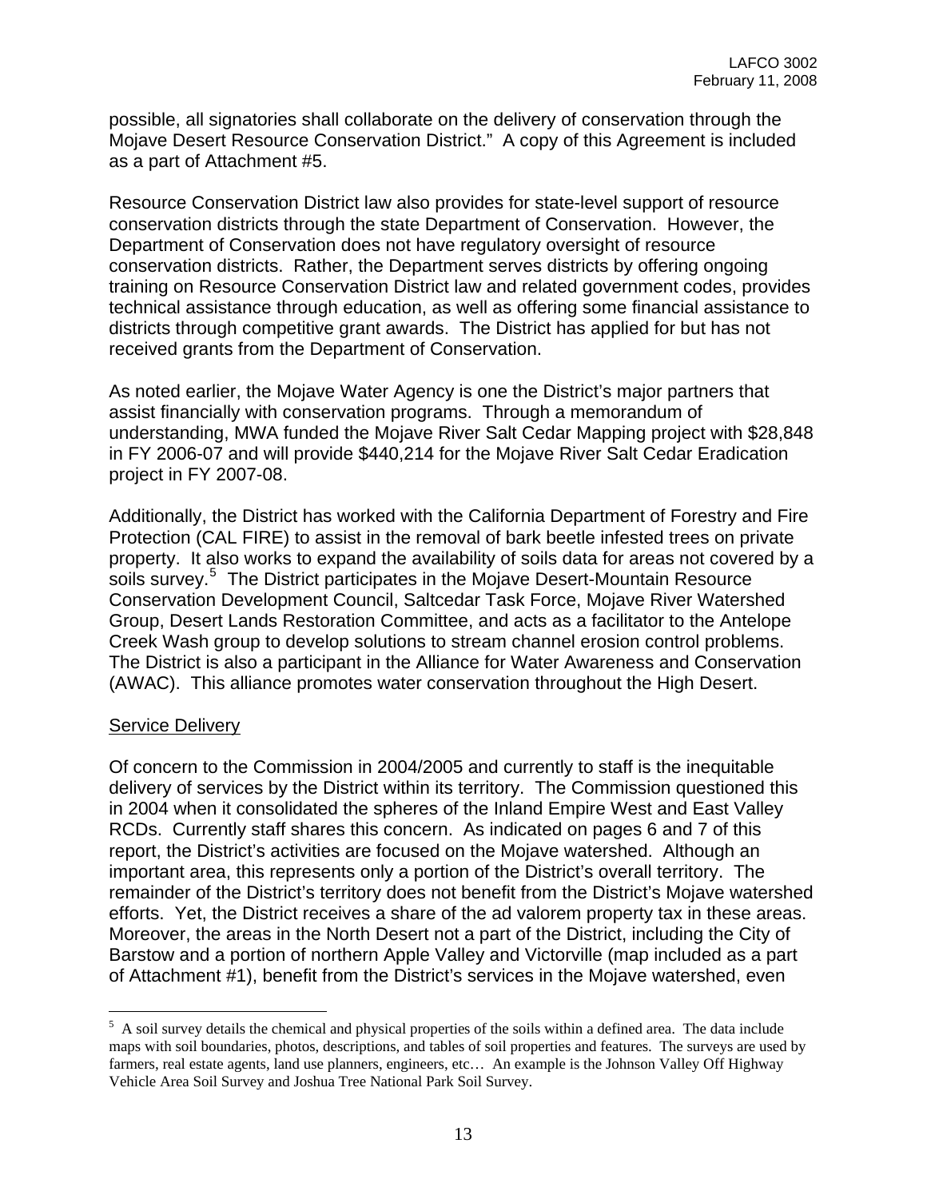possible, all signatories shall collaborate on the delivery of conservation through the Mojave Desert Resource Conservation District." A copy of this Agreement is included as a part of Attachment #5.

Resource Conservation District law also provides for state-level support of resource conservation districts through the state Department of Conservation. However, the Department of Conservation does not have regulatory oversight of resource conservation districts. Rather, the Department serves districts by offering ongoing training on Resource Conservation District law and related government codes, provides technical assistance through education, as well as offering some financial assistance to districts through competitive grant awards. The District has applied for but has not received grants from the Department of Conservation.

As noted earlier, the Mojave Water Agency is one the District's major partners that assist financially with conservation programs. Through a memorandum of understanding, MWA funded the Mojave River Salt Cedar Mapping project with $28,848 in FY 2006-07 and will provide $440,214 for the Mojave River Salt Cedar Eradication project in FY 2007-08.

Additionally, the District has worked with the California Department of Forestry and Fire Protection (CAL FIRE) to assist in the removal of bark beetle infested trees on private property. It also works to expand the availability of soils data for areas not covered by a soils survey.[5] The District participates in the Mojave Desert-Mountain Resource Conservation Development Council, Saltcedar Task Force, Mojave River Watershed Group, Desert Lands Restoration Committee, and acts as a facilitator to the Antelope Creek Wash group to develop solutions to stream channel erosion control problems. The District is also a participant in the Alliance for Water Awareness and Conservation (AWAC). This alliance promotes water conservation throughout the High Desert.

<u>Service Delivery</u>

Of concern to the Commission in 2004/2005 and currently to staff is the inequitable delivery of services by the District within its territory. The Commission questioned this in 2004 when it consolidated the spheres of the Inland Empire West and East Valley RCDs. Currently staff shares this concern. As indicated on pages 6 and 7 of this report, the District's activities are focused on the Mojave watershed. Although an important area, this represents only a portion of the District's overall territory. The remainder of the District's territory does not benefit from the District's Mojave watershed efforts. Yet, the District receives a share of the ad valorem property tax in these areas. Moreover, the areas in the North Desert not a part of the District, including the City of Barstow and a portion of northern Apple Valley and Victorville (map included as a part of Attachment #1), benefit from the District's services in the Mojave watershed, even

---

[5] A soil survey details the chemical and physical properties of the soils within a defined area. The data include maps with soil boundaries, photos, descriptions, and tables of soil properties and features. The surveys are used by farmers, real estate agents, land use planners, engineers, etc… An example is the Johnson Valley Off Highway Vehicle Area Soil Survey and Joshua Tree National Park Soil Survey.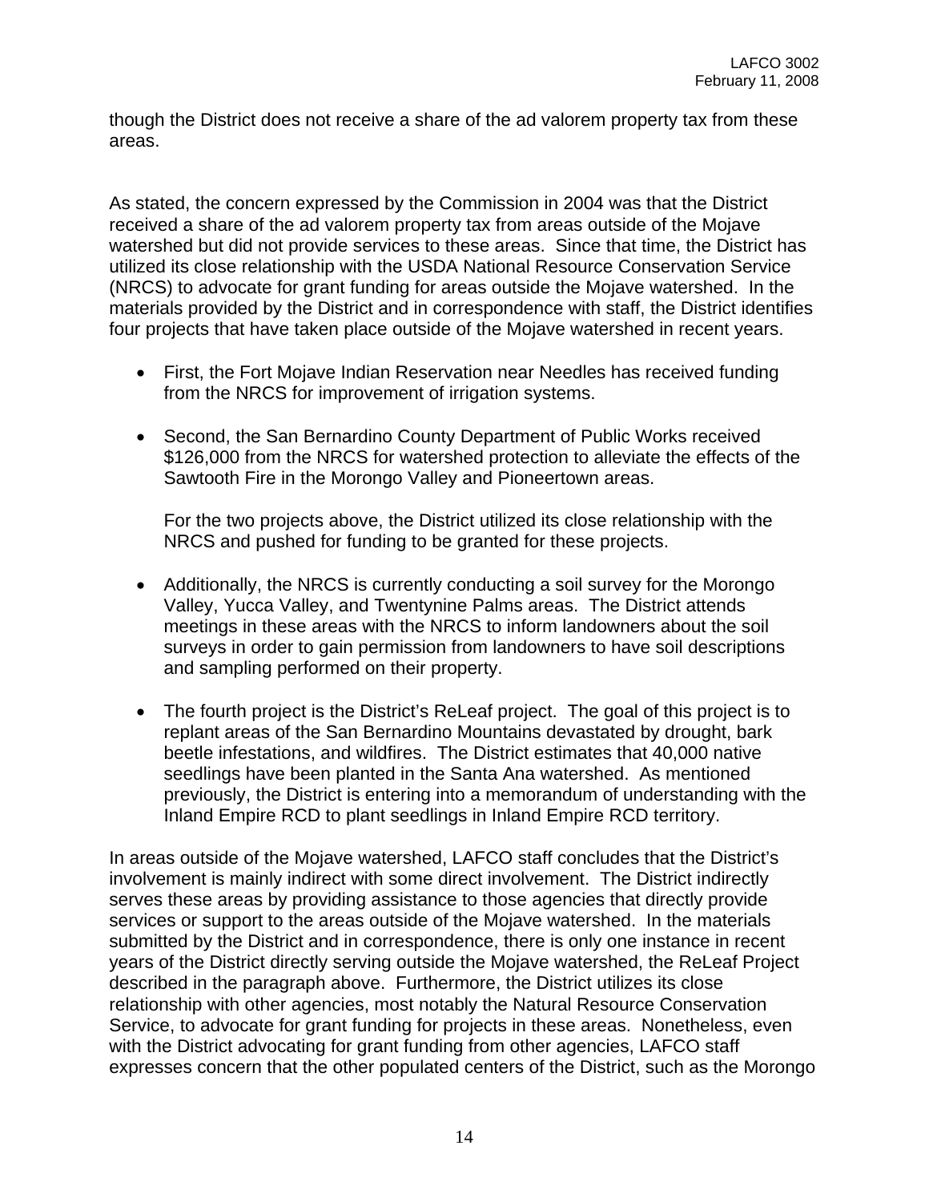though the District does not receive a share of the ad valorem property tax from these areas.

As stated, the concern expressed by the Commission in 2004 was that the District received a share of the ad valorem property tax from areas outside of the Mojave watershed but did not provide services to these areas. Since that time, the District has utilized its close relationship with the USDA National Resource Conservation Service (NRCS) to advocate for grant funding for areas outside the Mojave watershed. In the materials provided by the District and in correspondence with staff, the District identifies four projects that have taken place outside of the Mojave watershed in recent years.

- First, the Fort Mojave Indian Reservation near Needles has received funding from the NRCS for improvement of irrigation systems.

- Second, the San Bernardino County Department of Public Works received $126,000 from the NRCS for watershed protection to alleviate the effects of the Sawtooth Fire in the Morongo Valley and Pioneertown areas.

  For the two projects above, the District utilized its close relationship with the NRCS and pushed for funding to be granted for these projects.

- Additionally, the NRCS is currently conducting a soil survey for the Morongo Valley, Yucca Valley, and Twentynine Palms areas. The District attends meetings in these areas with the NRCS to inform landowners about the soil surveys in order to gain permission from landowners to have soil descriptions and sampling performed on their property.

- The fourth project is the District's ReLeaf project. The goal of this project is to replant areas of the San Bernardino Mountains devastated by drought, bark beetle infestations, and wildfires. The District estimates that 40,000 native seedlings have been planted in the Santa Ana watershed. As mentioned previously, the District is entering into a memorandum of understanding with the Inland Empire RCD to plant seedlings in Inland Empire RCD territory.

In areas outside of the Mojave watershed, LAFCO staff concludes that the District's involvement is mainly indirect with some direct involvement. The District indirectly serves these areas by providing assistance to those agencies that directly provide services or support to the areas outside of the Mojave watershed. In the materials submitted by the District and in correspondence, there is only one instance in recent years of the District directly serving outside the Mojave watershed, the ReLeaf Project described in the paragraph above. Furthermore, the District utilizes its close relationship with other agencies, most notably the Natural Resource Conservation Service, to advocate for grant funding for projects in these areas. Nonetheless, even with the District advocating for grant funding from other agencies, LAFCO staff expresses concern that the other populated centers of the District, such as the Morongo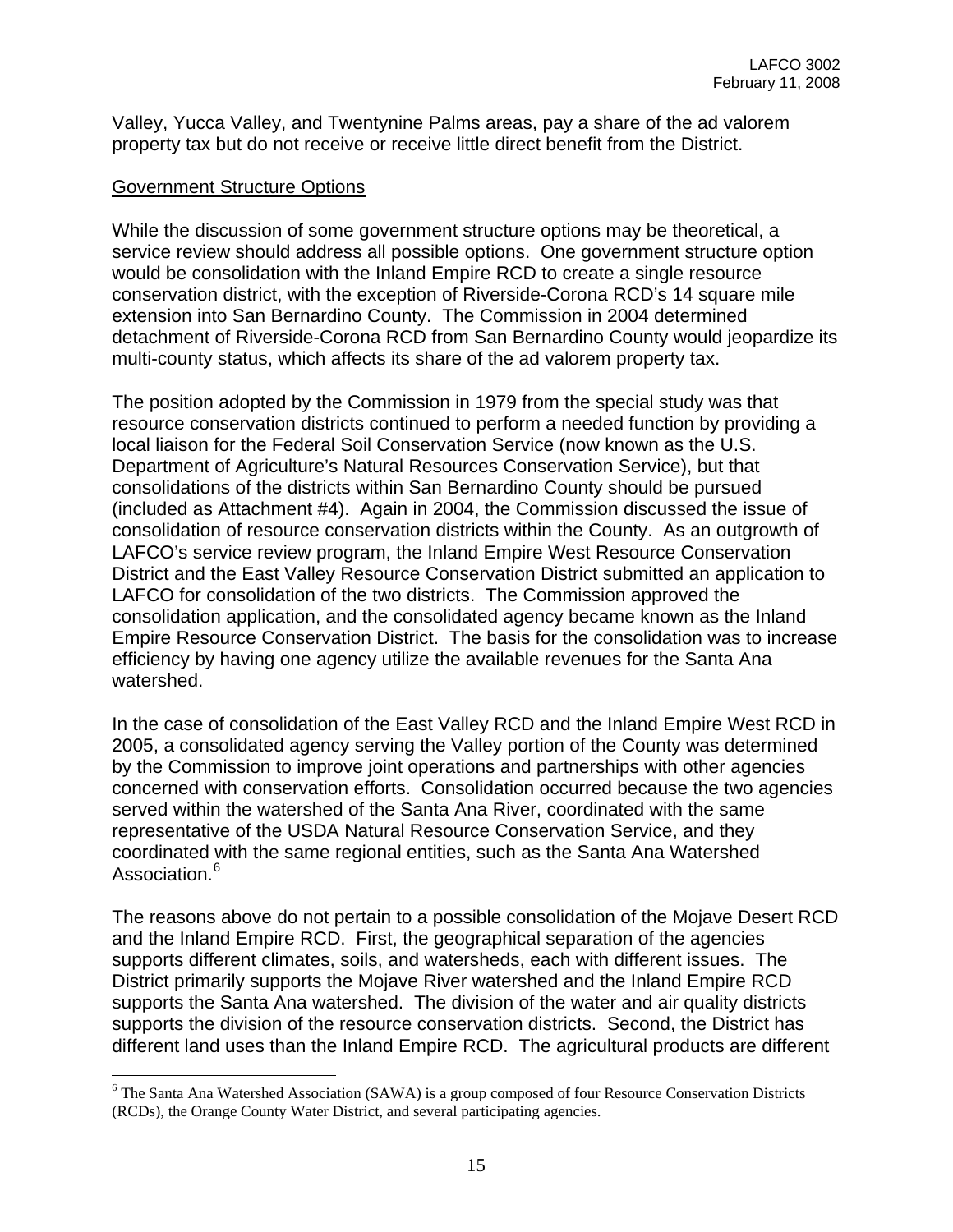Valley, Yucca Valley, and Twentynine Palms areas, pay a share of the ad valorem property tax but do not receive or receive little direct benefit from the District.

Government Structure Options

While the discussion of some government structure options may be theoretical, a service review should address all possible options. One government structure option would be consolidation with the Inland Empire RCD to create a single resource conservation district, with the exception of Riverside-Corona RCD's 14 square mile extension into San Bernardino County. The Commission in 2004 determined detachment of Riverside-Corona RCD from San Bernardino County would jeopardize its multi-county status, which affects its share of the ad valorem property tax.

The position adopted by the Commission in 1979 from the special study was that resource conservation districts continued to perform a needed function by providing a local liaison for the Federal Soil Conservation Service (now known as the U.S. Department of Agriculture's Natural Resources Conservation Service), but that consolidations of the districts within San Bernardino County should be pursued (included as Attachment #4). Again in 2004, the Commission discussed the issue of consolidation of resource conservation districts within the County. As an outgrowth of LAFCO's service review program, the Inland Empire West Resource Conservation District and the East Valley Resource Conservation District submitted an application to LAFCO for consolidation of the two districts. The Commission approved the consolidation application, and the consolidated agency became known as the Inland Empire Resource Conservation District. The basis for the consolidation was to increase efficiency by having one agency utilize the available revenues for the Santa Ana watershed.

In the case of consolidation of the East Valley RCD and the Inland Empire West RCD in 2005, a consolidated agency serving the Valley portion of the County was determined by the Commission to improve joint operations and partnerships with other agencies concerned with conservation efforts. Consolidation occurred because the two agencies served within the watershed of the Santa Ana River, coordinated with the same representative of the USDA Natural Resource Conservation Service, and they coordinated with the same regional entities, such as the Santa Ana Watershed Association.[6]

The reasons above do not pertain to a possible consolidation of the Mojave Desert RCD and the Inland Empire RCD. First, the geographical separation of the agencies supports different climates, soils, and watersheds, each with different issues. The District primarily supports the Mojave River watershed and the Inland Empire RCD supports the Santa Ana watershed. The division of the water and air quality districts supports the division of the resource conservation districts. Second, the District has different land uses than the Inland Empire RCD. The agricultural products are different

[6] The Santa Ana Watershed Association (SAWA) is a group composed of four Resource Conservation Districts (RCDs), the Orange County Water District, and several participating agencies.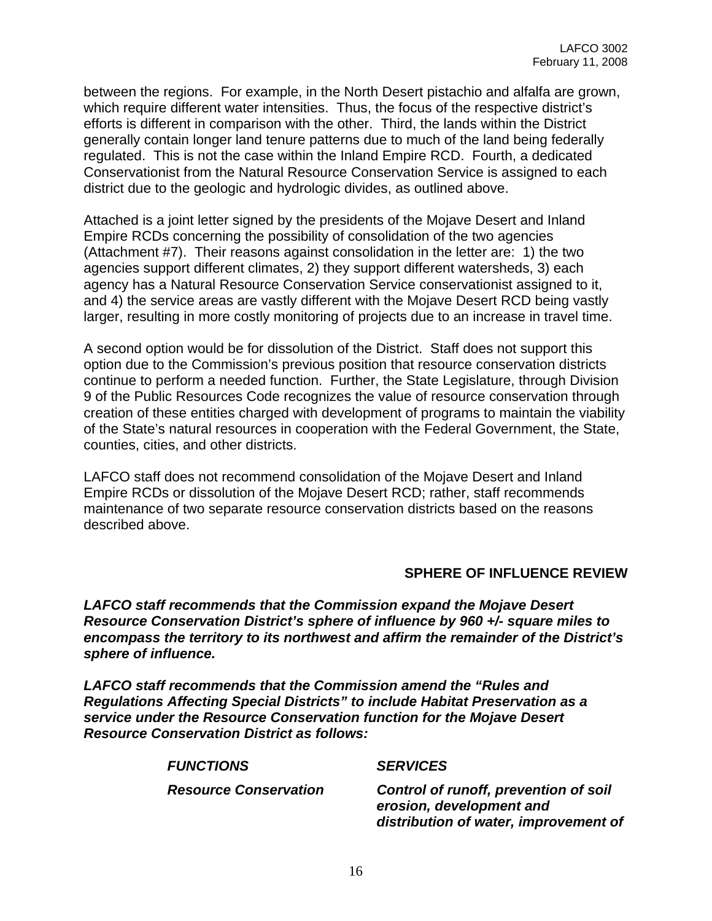between the regions. For example, in the North Desert pistachio and alfalfa are grown, which require different water intensities. Thus, the focus of the respective district's efforts is different in comparison with the other. Third, the lands within the District generally contain longer land tenure patterns due to much of the land being federally regulated. This is not the case within the Inland Empire RCD. Fourth, a dedicated Conservationist from the Natural Resource Conservation Service is assigned to each district due to the geologic and hydrologic divides, as outlined above.

Attached is a joint letter signed by the presidents of the Mojave Desert and Inland Empire RCDs concerning the possibility of consolidation of the two agencies (Attachment #7). Their reasons against consolidation in the letter are: 1) the two agencies support different climates, 2) they support different watersheds, 3) each agency has a Natural Resource Conservation Service conservationist assigned to it, and 4) the service areas are vastly different with the Mojave Desert RCD being vastly larger, resulting in more costly monitoring of projects due to an increase in travel time.

A second option would be for dissolution of the District. Staff does not support this option due to the Commission's previous position that resource conservation districts continue to perform a needed function. Further, the State Legislature, through Division 9 of the Public Resources Code recognizes the value of resource conservation through creation of these entities charged with development of programs to maintain the viability of the State's natural resources in cooperation with the Federal Government, the State, counties, cities, and other districts.

LAFCO staff does not recommend consolidation of the Mojave Desert and Inland Empire RCDs or dissolution of the Mojave Desert RCD; rather, staff recommends maintenance of two separate resource conservation districts based on the reasons described above.

## SPHERE OF INFLUENCE REVIEW

***LAFCO staff recommends that the Commission expand the Mojave Desert Resource Conservation District's sphere of influence by 960 +/- square miles to encompass the territory to its northwest and affirm the remainder of the District's sphere of influence.***

***LAFCO staff recommends that the Commission amend the "Rules and Regulations Affecting Special Districts" to include Habitat Preservation as a service under the Resource Conservation function for the Mojave Desert Resource Conservation District as follows:***

| ***FUNCTIONS*** | ***SERVICES*** |
|---|---|
| ***Resource Conservation*** | ***Control of runoff, prevention of soil erosion, development and distribution of water, improvement of*** |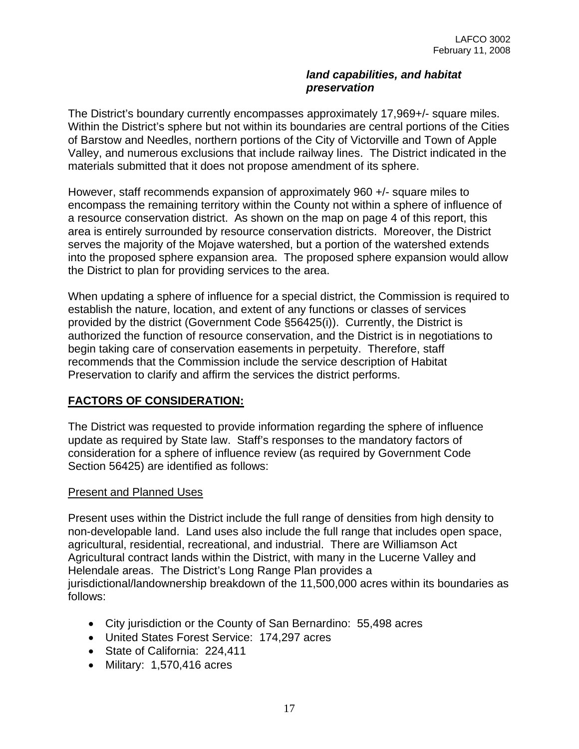***land capabilities, and habitat preservation***

The District's boundary currently encompasses approximately 17,969+/- square miles. Within the District's sphere but not within its boundaries are central portions of the Cities of Barstow and Needles, northern portions of the City of Victorville and Town of Apple Valley, and numerous exclusions that include railway lines. The District indicated in the materials submitted that it does not propose amendment of its sphere.

However, staff recommends expansion of approximately 960 +/- square miles to encompass the remaining territory within the County not within a sphere of influence of a resource conservation district. As shown on the map on page 4 of this report, this area is entirely surrounded by resource conservation districts. Moreover, the District serves the majority of the Mojave watershed, but a portion of the watershed extends into the proposed sphere expansion area. The proposed sphere expansion would allow the District to plan for providing services to the area.

When updating a sphere of influence for a special district, the Commission is required to establish the nature, location, and extent of any functions or classes of services provided by the district (Government Code §56425(i)). Currently, the District is authorized the function of resource conservation, and the District is in negotiations to begin taking care of conservation easements in perpetuity. Therefore, staff recommends that the Commission include the service description of Habitat Preservation to clarify and affirm the services the district performs.

## FACTORS OF CONSIDERATION:

The District was requested to provide information regarding the sphere of influence update as required by State law. Staff's responses to the mandatory factors of consideration for a sphere of influence review (as required by Government Code Section 56425) are identified as follows:

### Present and Planned Uses

Present uses within the District include the full range of densities from high density to non-developable land. Land uses also include the full range that includes open space, agricultural, residential, recreational, and industrial. There are Williamson Act Agricultural contract lands within the District, with many in the Lucerne Valley and Helendale areas. The District's Long Range Plan provides a jurisdictional/landownership breakdown of the 11,500,000 acres within its boundaries as follows:

- City jurisdiction or the County of San Bernardino: 55,498 acres
- United States Forest Service: 174,297 acres
- State of California: 224,411
- Military: 1,570,416 acres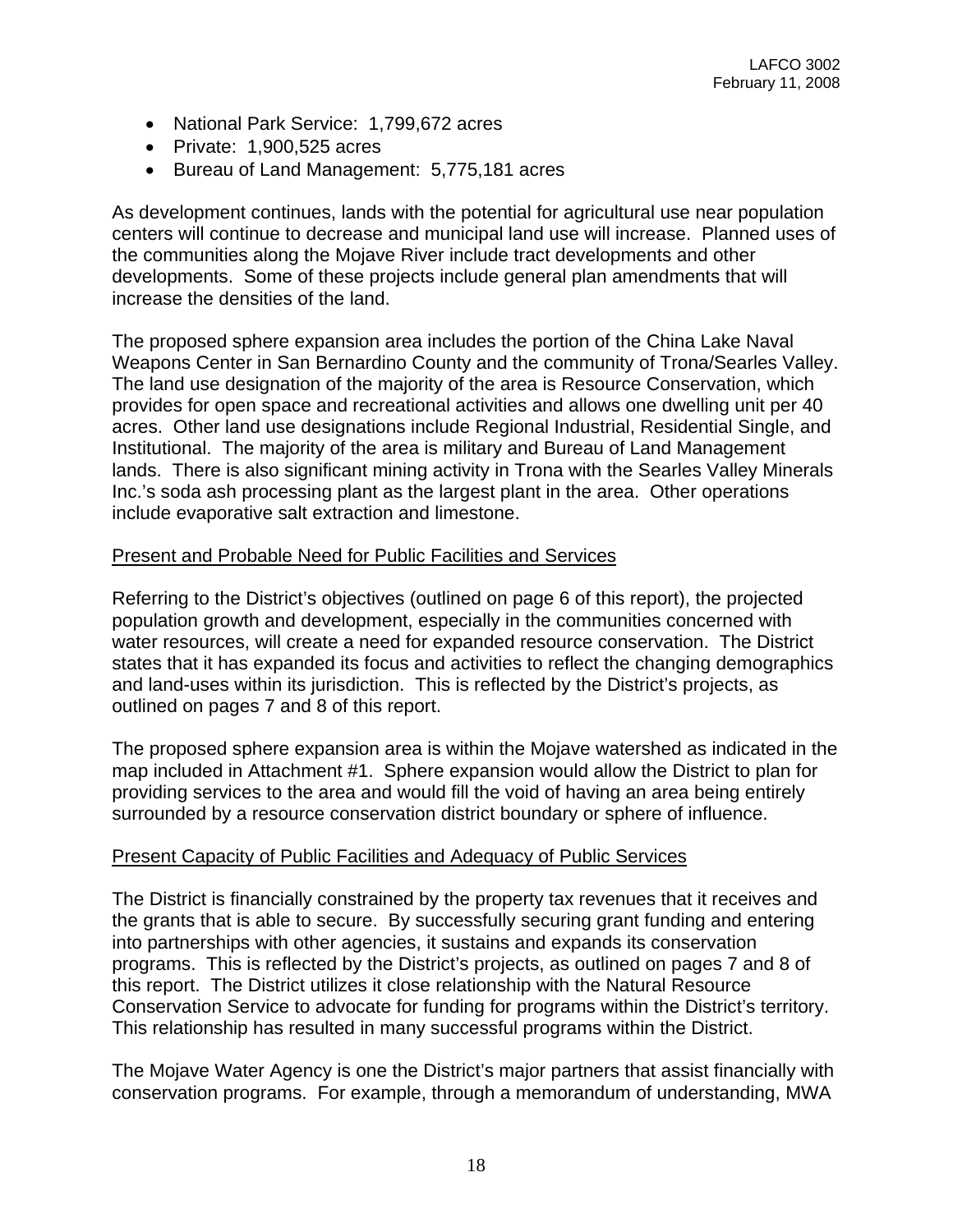- National Park Service: 1,799,672 acres
- Private: 1,900,525 acres
- Bureau of Land Management: 5,775,181 acres

As development continues, lands with the potential for agricultural use near population centers will continue to decrease and municipal land use will increase. Planned uses of the communities along the Mojave River include tract developments and other developments. Some of these projects include general plan amendments that will increase the densities of the land.

The proposed sphere expansion area includes the portion of the China Lake Naval Weapons Center in San Bernardino County and the community of Trona/Searles Valley. The land use designation of the majority of the area is Resource Conservation, which provides for open space and recreational activities and allows one dwelling unit per 40 acres. Other land use designations include Regional Industrial, Residential Single, and Institutional. The majority of the area is military and Bureau of Land Management lands. There is also significant mining activity in Trona with the Searles Valley Minerals Inc.'s soda ash processing plant as the largest plant in the area. Other operations include evaporative salt extraction and limestone.

<u>Present and Probable Need for Public Facilities and Services</u>

Referring to the District's objectives (outlined on page 6 of this report), the projected population growth and development, especially in the communities concerned with water resources, will create a need for expanded resource conservation. The District states that it has expanded its focus and activities to reflect the changing demographics and land-uses within its jurisdiction. This is reflected by the District's projects, as outlined on pages 7 and 8 of this report.

The proposed sphere expansion area is within the Mojave watershed as indicated in the map included in Attachment #1. Sphere expansion would allow the District to plan for providing services to the area and would fill the void of having an area being entirely surrounded by a resource conservation district boundary or sphere of influence.

<u>Present Capacity of Public Facilities and Adequacy of Public Services</u>

The District is financially constrained by the property tax revenues that it receives and the grants that is able to secure. By successfully securing grant funding and entering into partnerships with other agencies, it sustains and expands its conservation programs. This is reflected by the District's projects, as outlined on pages 7 and 8 of this report. The District utilizes it close relationship with the Natural Resource Conservation Service to advocate for funding for programs within the District's territory. This relationship has resulted in many successful programs within the District.

The Mojave Water Agency is one the District's major partners that assist financially with conservation programs. For example, through a memorandum of understanding, MWA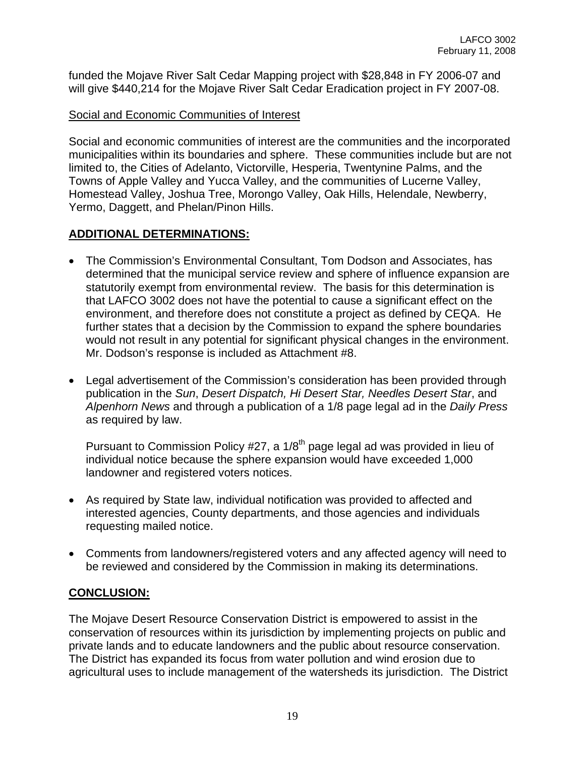funded the Mojave River Salt Cedar Mapping project with $28,848 in FY 2006-07 and will give $440,214 for the Mojave River Salt Cedar Eradication project in FY 2007-08.

Social and Economic Communities of Interest

Social and economic communities of interest are the communities and the incorporated municipalities within its boundaries and sphere. These communities include but are not limited to, the Cities of Adelanto, Victorville, Hesperia, Twentynine Palms, and the Towns of Apple Valley and Yucca Valley, and the communities of Lucerne Valley, Homestead Valley, Joshua Tree, Morongo Valley, Oak Hills, Helendale, Newberry, Yermo, Daggett, and Phelan/Pinon Hills.

## ADDITIONAL DETERMINATIONS:

- The Commission's Environmental Consultant, Tom Dodson and Associates, has determined that the municipal service review and sphere of influence expansion are statutorily exempt from environmental review. The basis for this determination is that LAFCO 3002 does not have the potential to cause a significant effect on the environment, and therefore does not constitute a project as defined by CEQA. He further states that a decision by the Commission to expand the sphere boundaries would not result in any potential for significant physical changes in the environment. Mr. Dodson's response is included as Attachment #8.

- Legal advertisement of the Commission's consideration has been provided through publication in the *Sun*, *Desert Dispatch, Hi Desert Star, Needles Desert Star*, and *Alpenhorn News* and through a publication of a 1/8 page legal ad in the *Daily Press* as required by law.

  Pursuant to Commission Policy #27, a 1/8th page legal ad was provided in lieu of individual notice because the sphere expansion would have exceeded 1,000 landowner and registered voters notices.

- As required by State law, individual notification was provided to affected and interested agencies, County departments, and those agencies and individuals requesting mailed notice.

- Comments from landowners/registered voters and any affected agency will need to be reviewed and considered by the Commission in making its determinations.

## CONCLUSION:

The Mojave Desert Resource Conservation District is empowered to assist in the conservation of resources within its jurisdiction by implementing projects on public and private lands and to educate landowners and the public about resource conservation. The District has expanded its focus from water pollution and wind erosion due to agricultural uses to include management of the watersheds its jurisdiction. The District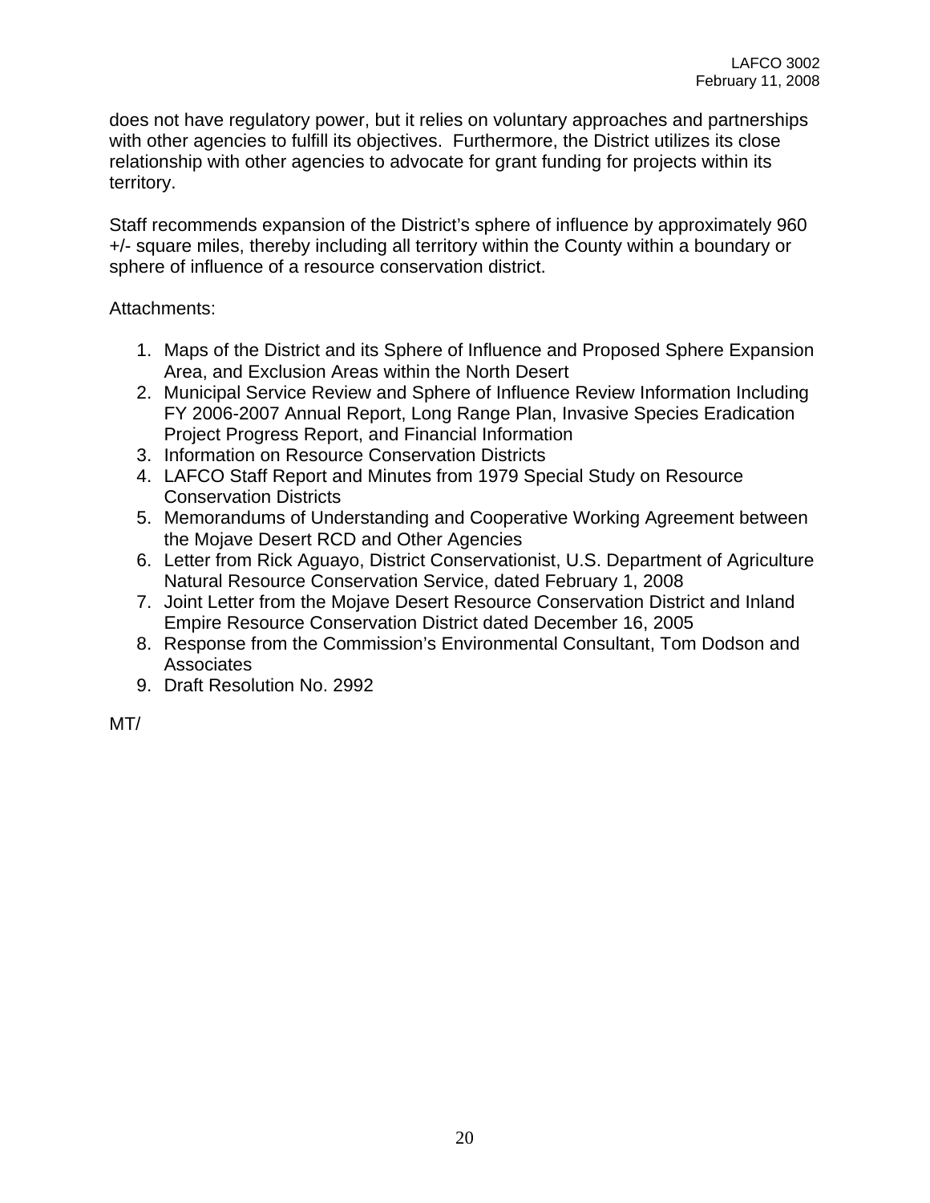does not have regulatory power, but it relies on voluntary approaches and partnerships with other agencies to fulfill its objectives. Furthermore, the District utilizes its close relationship with other agencies to advocate for grant funding for projects within its territory.

Staff recommends expansion of the District's sphere of influence by approximately 960 +/- square miles, thereby including all territory within the County within a boundary or sphere of influence of a resource conservation district.

Attachments:

1. Maps of the District and its Sphere of Influence and Proposed Sphere Expansion Area, and Exclusion Areas within the North Desert
2. Municipal Service Review and Sphere of Influence Review Information Including FY 2006-2007 Annual Report, Long Range Plan, Invasive Species Eradication Project Progress Report, and Financial Information
3. Information on Resource Conservation Districts
4. LAFCO Staff Report and Minutes from 1979 Special Study on Resource Conservation Districts
5. Memorandums of Understanding and Cooperative Working Agreement between the Mojave Desert RCD and Other Agencies
6. Letter from Rick Aguayo, District Conservationist, U.S. Department of Agriculture Natural Resource Conservation Service, dated February 1, 2008
7. Joint Letter from the Mojave Desert Resource Conservation District and Inland Empire Resource Conservation District dated December 16, 2005
8. Response from the Commission's Environmental Consultant, Tom Dodson and Associates
9. Draft Resolution No. 2992

MT/